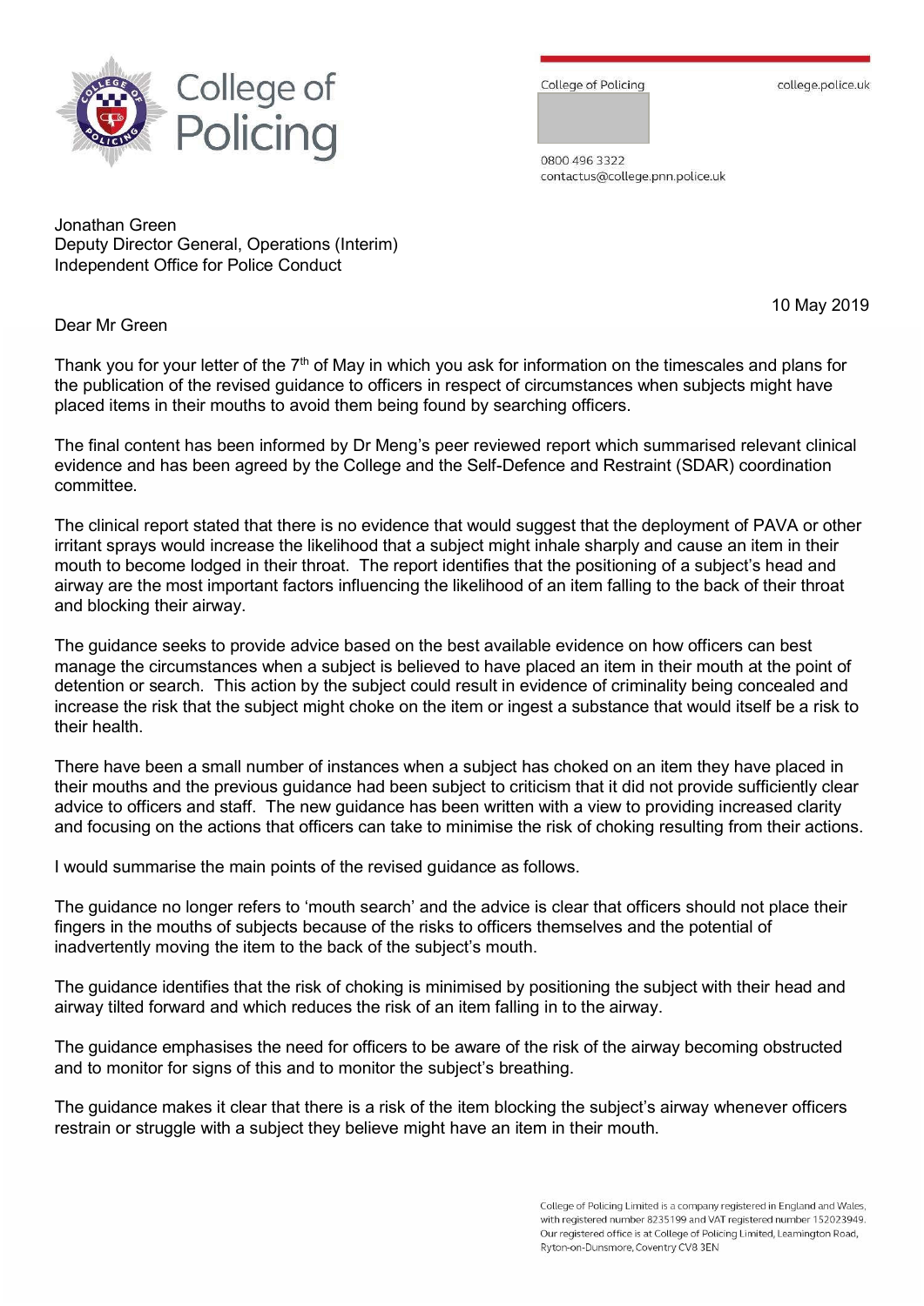College of Policing

College of Policing

college.police.uk

0800 496 3322
contactus@college.pnn.police.uk

Jonathan Green
Deputy Director General, Operations (Interim)
Independent Office for Police Conduct

10 May 2019

Dear Mr Green

Thank you for your letter of the 7th of May in which you ask for information on the timescales and plans for the publication of the revised guidance to officers in respect of circumstances when subjects might have placed items in their mouths to avoid them being found by searching officers.

The final content has been informed by Dr Meng's peer reviewed report which summarised relevant clinical evidence and has been agreed by the College and the Self-Defence and Restraint (SDAR) coordination committee.

The clinical report stated that there is no evidence that would suggest that the deployment of PAVA or other irritant sprays would increase the likelihood that a subject might inhale sharply and cause an item in their mouth to become lodged in their throat. The report identifies that the positioning of a subject's head and airway are the most important factors influencing the likelihood of an item falling to the back of their throat and blocking their airway.

The guidance seeks to provide advice based on the best available evidence on how officers can best manage the circumstances when a subject is believed to have placed an item in their mouth at the point of detention or search. This action by the subject could result in evidence of criminality being concealed and increase the risk that the subject might choke on the item or ingest a substance that would itself be a risk to their health.

There have been a small number of instances when a subject has choked on an item they have placed in their mouths and the previous guidance had been subject to criticism that it did not provide sufficiently clear advice to officers and staff. The new guidance has been written with a view to providing increased clarity and focusing on the actions that officers can take to minimise the risk of choking resulting from their actions.

I would summarise the main points of the revised guidance as follows.

The guidance no longer refers to 'mouth search' and the advice is clear that officers should not place their fingers in the mouths of subjects because of the risks to officers themselves and the potential of inadvertently moving the item to the back of the subject's mouth.

The guidance identifies that the risk of choking is minimised by positioning the subject with their head and airway tilted forward and which reduces the risk of an item falling in to the airway.

The guidance emphasises the need for officers to be aware of the risk of the airway becoming obstructed and to monitor for signs of this and to monitor the subject's breathing.

The guidance makes it clear that there is a risk of the item blocking the subject's airway whenever officers restrain or struggle with a subject they believe might have an item in their mouth.

College of Policing Limited is a company registered in England and Wales, with registered number 8235199 and VAT registered number 152023949. Our registered office is at College of Policing Limited, Leamington Road, Ryton-on-Dunsmore, Coventry CV8 3EN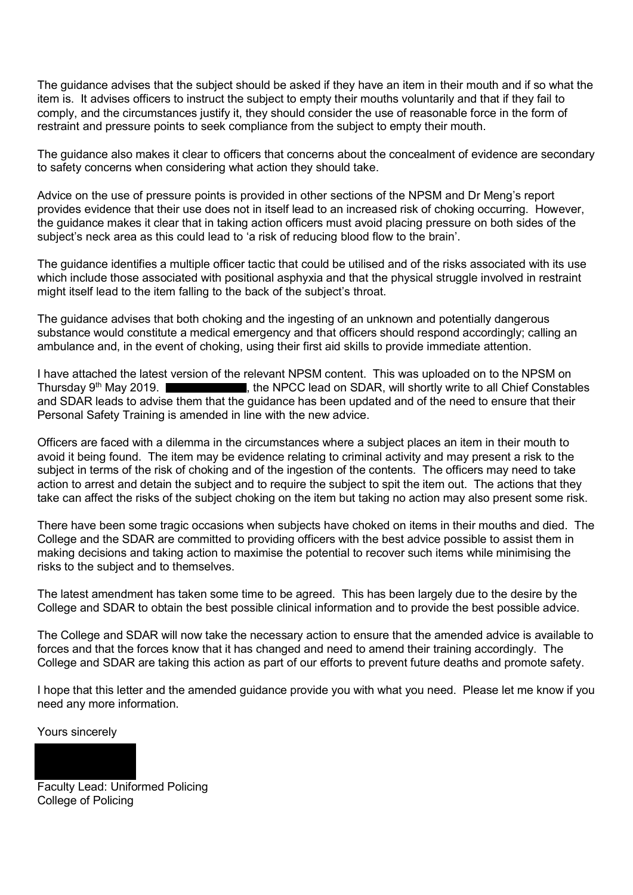The guidance advises that the subject should be asked if they have an item in their mouth and if so what the item is. It advises officers to instruct the subject to empty their mouths voluntarily and that if they fail to comply, and the circumstances justify it, they should consider the use of reasonable force in the form of restraint and pressure points to seek compliance from the subject to empty their mouth.

The guidance also makes it clear to officers that concerns about the concealment of evidence are secondary to safety concerns when considering what action they should take.

Advice on the use of pressure points is provided in other sections of the NPSM and Dr Meng's report provides evidence that their use does not in itself lead to an increased risk of choking occurring. However, the guidance makes it clear that in taking action officers must avoid placing pressure on both sides of the subject's neck area as this could lead to 'a risk of reducing blood flow to the brain'.

The guidance identifies a multiple officer tactic that could be utilised and of the risks associated with its use which include those associated with positional asphyxia and that the physical struggle involved in restraint might itself lead to the item falling to the back of the subject's throat.

The guidance advises that both choking and the ingesting of an unknown and potentially dangerous substance would constitute a medical emergency and that officers should respond accordingly; calling an ambulance and, in the event of choking, using their first aid skills to provide immediate attention.

I have attached the latest version of the relevant NPSM content. This was uploaded on to the NPSM on Thursday 9th May 2019. [REDACTED], the NPCC lead on SDAR, will shortly write to all Chief Constables and SDAR leads to advise them that the guidance has been updated and of the need to ensure that their Personal Safety Training is amended in line with the new advice.

Officers are faced with a dilemma in the circumstances where a subject places an item in their mouth to avoid it being found. The item may be evidence relating to criminal activity and may present a risk to the subject in terms of the risk of choking and of the ingestion of the contents. The officers may need to take action to arrest and detain the subject and to require the subject to spit the item out. The actions that they take can affect the risks of the subject choking on the item but taking no action may also present some risk.

There have been some tragic occasions when subjects have choked on items in their mouths and died. The College and the SDAR are committed to providing officers with the best advice possible to assist them in making decisions and taking action to maximise the potential to recover such items while minimising the risks to the subject and to themselves.

The latest amendment has taken some time to be agreed. This has been largely due to the desire by the College and SDAR to obtain the best possible clinical information and to provide the best possible advice.

The College and SDAR will now take the necessary action to ensure that the amended advice is available to forces and that the forces know that it has changed and need to amend their training accordingly. The College and SDAR are taking this action as part of our efforts to prevent future deaths and promote safety.

I hope that this letter and the amended guidance provide you with what you need. Please let me know if you need any more information.

Yours sincerely

[REDACTED]

Faculty Lead: Uniformed Policing
College of Policing